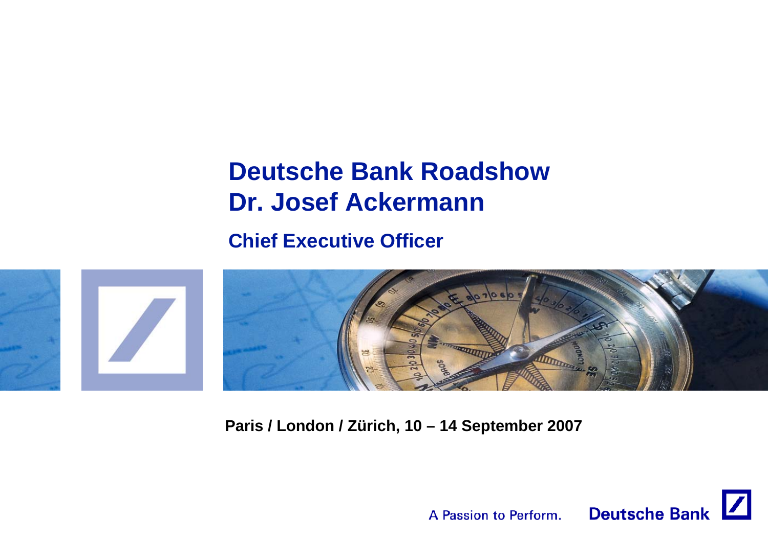# Deutsche Bank Roadshow
# Dr. Josef Ackermann

## Chief Executive Officer

**Paris / London / Zürich, 10 – 14 September 2007**

A Passion to Perform. Deutsche Bank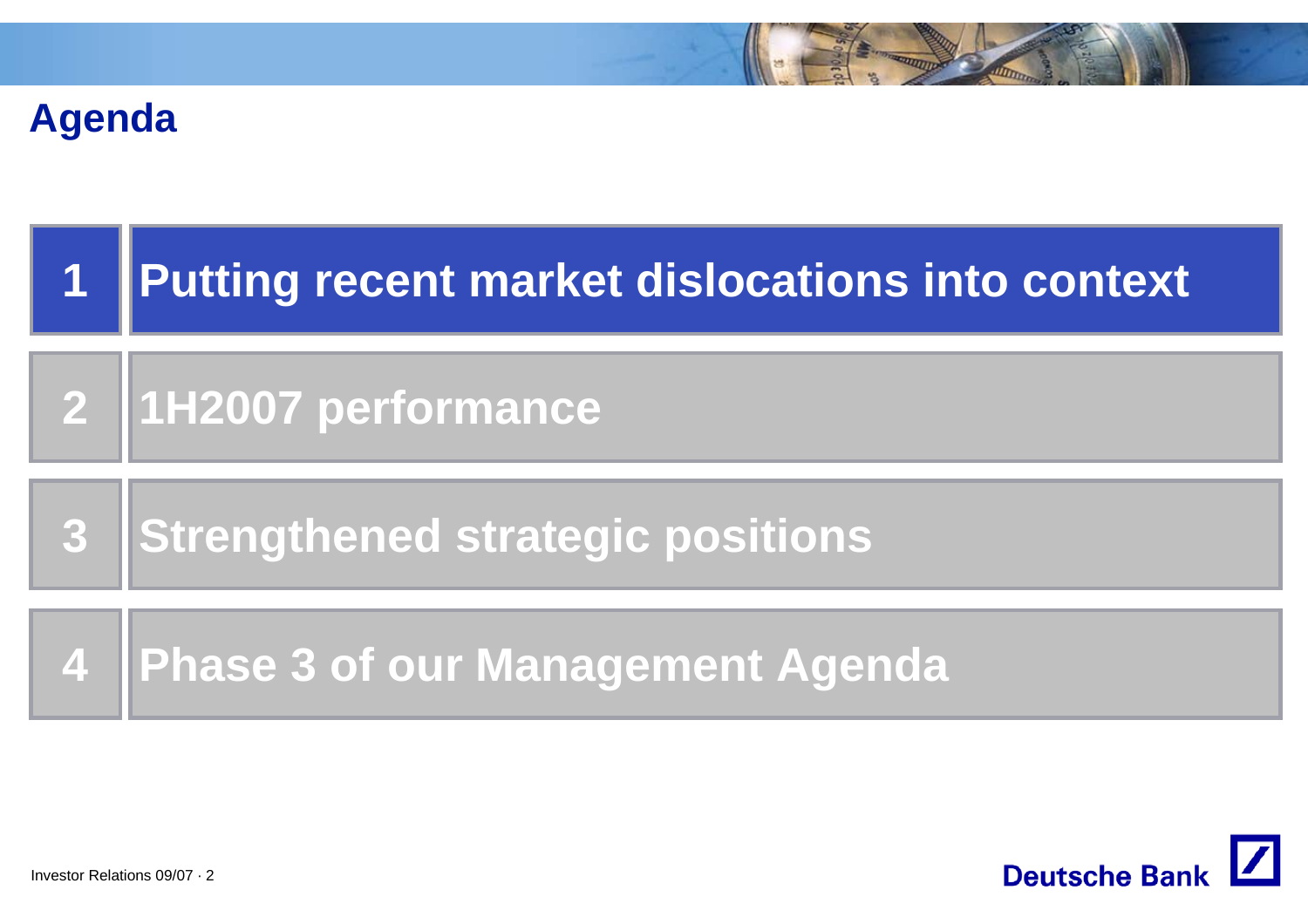# Agenda

1. Putting recent market dislocations into context
2. 1H2007 performance
3. Strengthened strategic positions
4. Phase 3 of our Management Agenda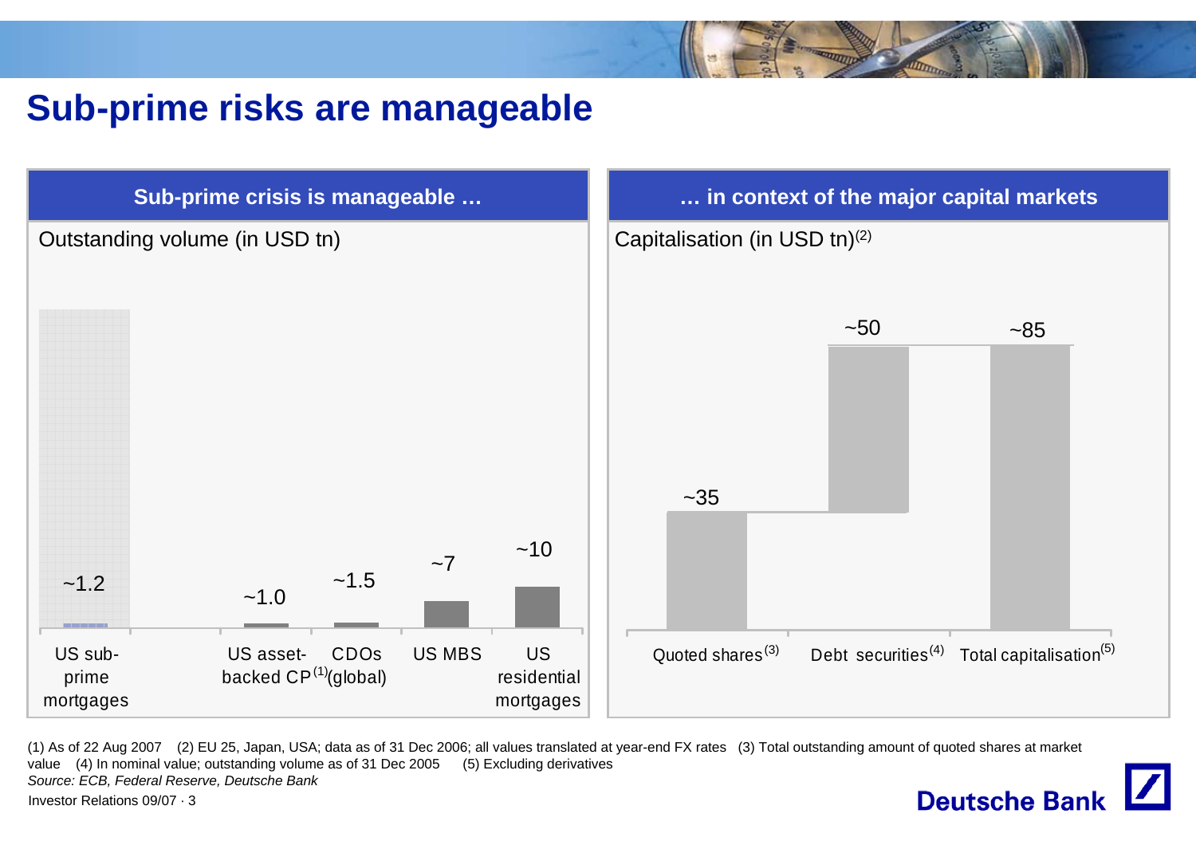# Sub-prime risks are manageable

## Sub-prime crisis is manageable …

Outstanding volume (in USD tn)

| US sub-prime mortgages | US asset-backed CP[1] | CDOs (global) | US MBS | US residential mortgages |
|---|---|---|---|---|
| ~1.2 | ~1.0 | ~1.5 | ~7 | ~10 |

## … in context of the major capital markets

Capitalisation (in USD tn)[2]

| Quoted shares[3] | Debt securities[4] | Total capitalisation[5] |
|---|---|---|
| ~35 | ~50 | ~85 |

(1) As of 22 Aug 2007 (2) EU 25, Japan, USA; data as of 31 Dec 2006; all values translated at year-end FX rates (3) Total outstanding amount of quoted shares at market value (4) In nominal value; outstanding volume as of 31 Dec 2005 (5) Excluding derivatives

*Source: ECB, Federal Reserve, Deutsche Bank*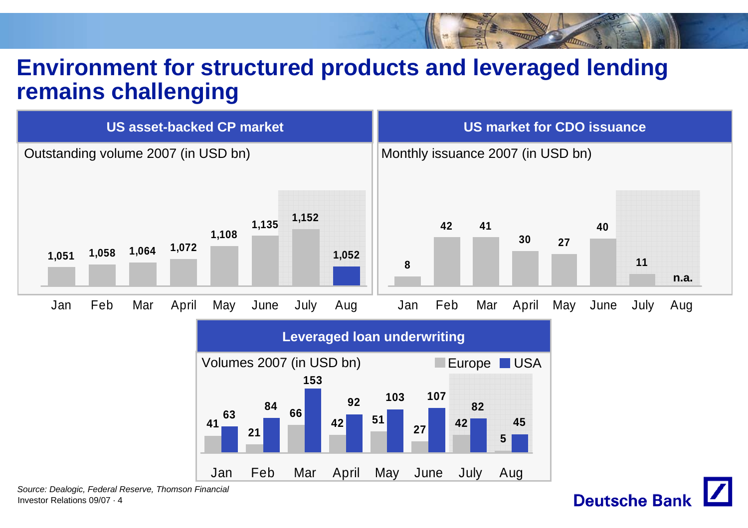# Environment for structured products and leveraged lending remains challenging

## US asset-backed CP market

Outstanding volume 2007 (in USD bn)

| Jan | Feb | Mar | April | May | June | July | Aug |
|---|---|---|---|---|---|---|---|
| 1,051 | 1,058 | 1,064 | 1,072 | 1,108 | 1,135 | 1,152 | 1,052 |

## US market for CDO issuance

Monthly issuance 2007 (in USD bn)

| Jan | Feb | Mar | April | May | June | July | Aug |
|---|---|---|---|---|---|---|---|
| 8 | 42 | 41 | 30 | 27 | 40 | 11 | n.a. |

## Leveraged loan underwriting

Volumes 2007 (in USD bn)

| | Jan | Feb | Mar | April | May | June | July | Aug |
|---|---|---|---|---|---|---|---|---|
| Europe | 41 | 21 | 66 | 42 | 51 | 27 | 42 | 5 |
| USA | 63 | 84 | 153 | 92 | 103 | 107 | 82 | 45 |

*Source: Dealogic, Federal Reserve, Thomson Financial*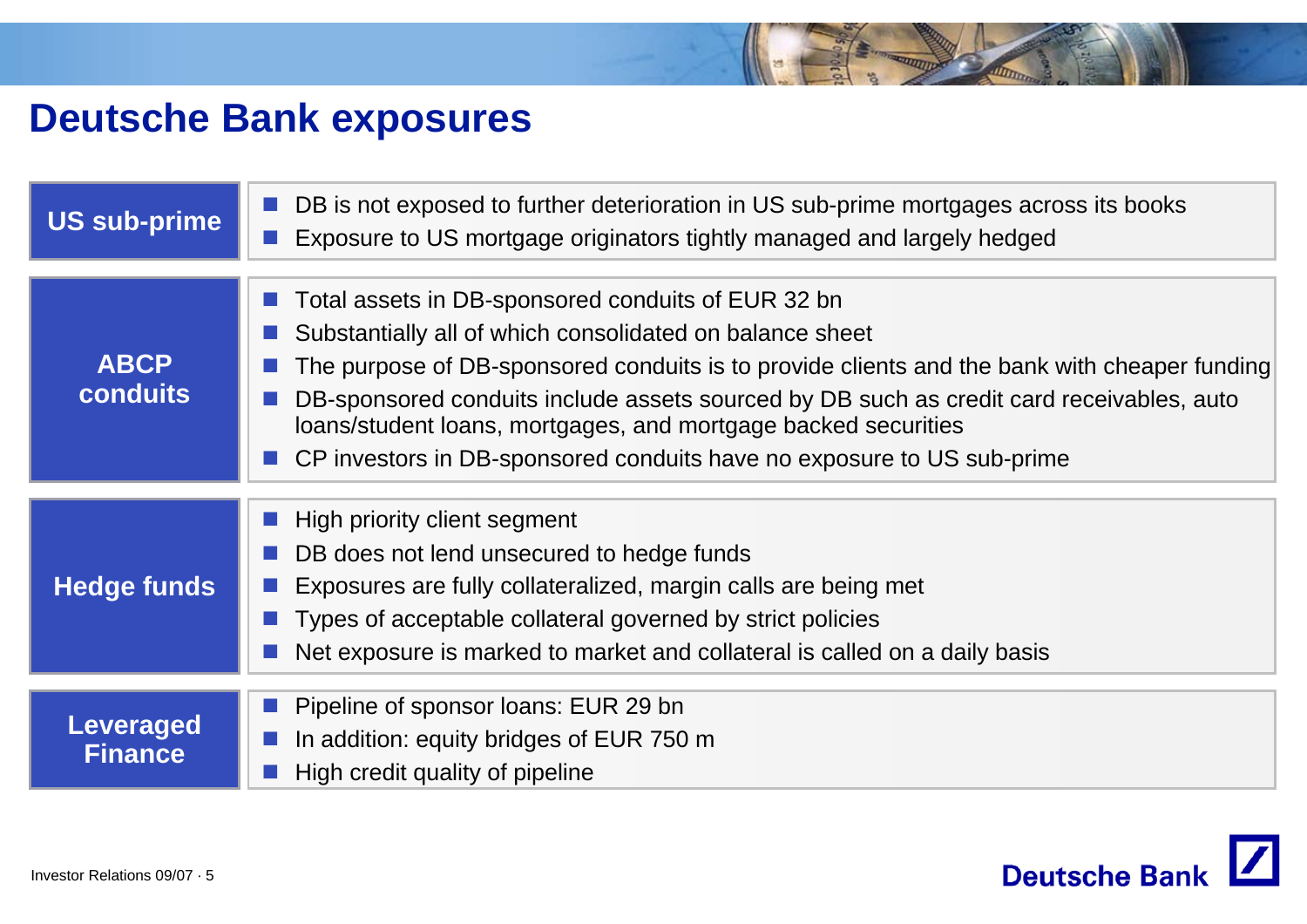# Deutsche Bank exposures

## US sub-prime

- DB is not exposed to further deterioration in US sub-prime mortgages across its books
- Exposure to US mortgage originators tightly managed and largely hedged

## ABCP conduits

- Total assets in DB-sponsored conduits of EUR 32 bn
- Substantially all of which consolidated on balance sheet
- The purpose of DB-sponsored conduits is to provide clients and the bank with cheaper funding
- DB-sponsored conduits include assets sourced by DB such as credit card receivables, auto loans/student loans, mortgages, and mortgage backed securities
- CP investors in DB-sponsored conduits have no exposure to US sub-prime

## Hedge funds

- High priority client segment
- DB does not lend unsecured to hedge funds
- Exposures are fully collateralized, margin calls are being met
- Types of acceptable collateral governed by strict policies
- Net exposure is marked to market and collateral is called on a daily basis

## Leveraged Finance

- Pipeline of sponsor loans: EUR 29 bn
- In addition: equity bridges of EUR 750 m
- High credit quality of pipeline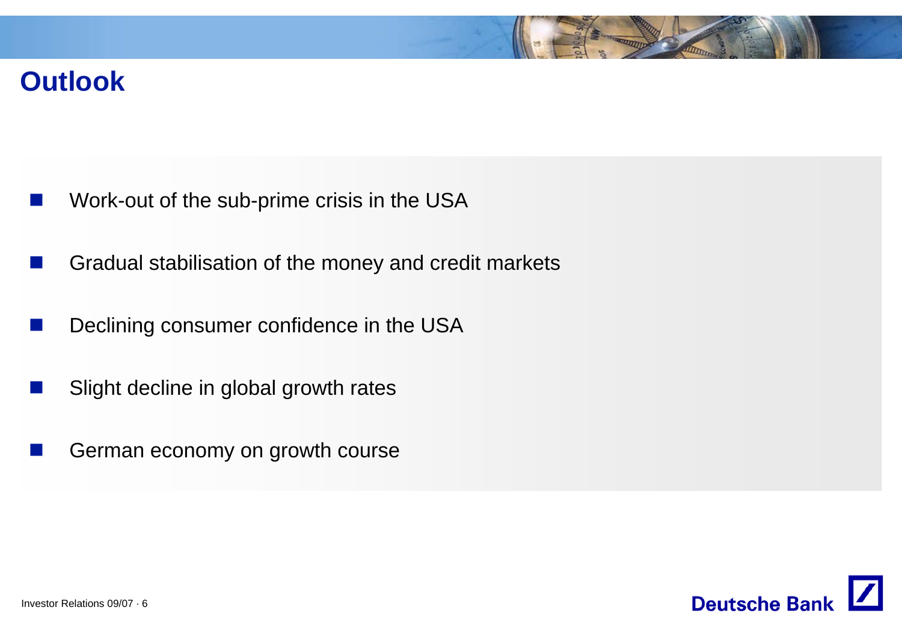# Outlook

- Work-out of the sub-prime crisis in the USA
- Gradual stabilisation of the money and credit markets
- Declining consumer confidence in the USA
- Slight decline in global growth rates
- German economy on growth course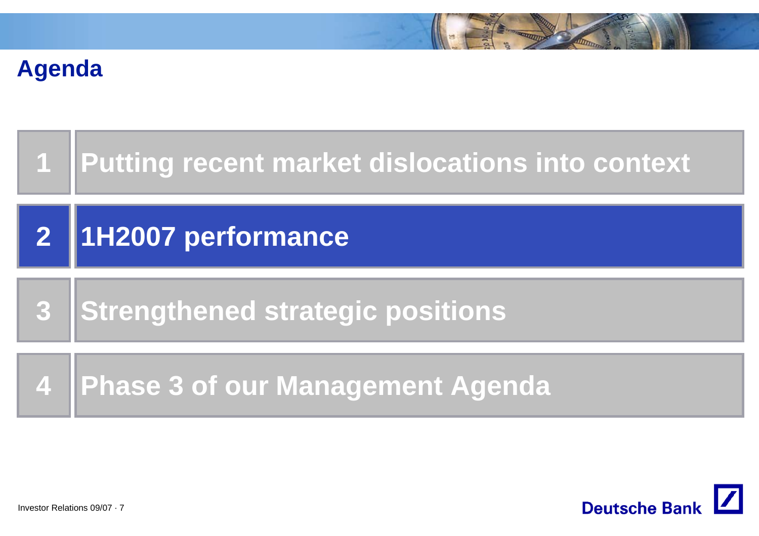# Agenda

1. Putting recent market dislocations into context
2. 1H2007 performance
3. Strengthened strategic positions
4. Phase 3 of our Management Agenda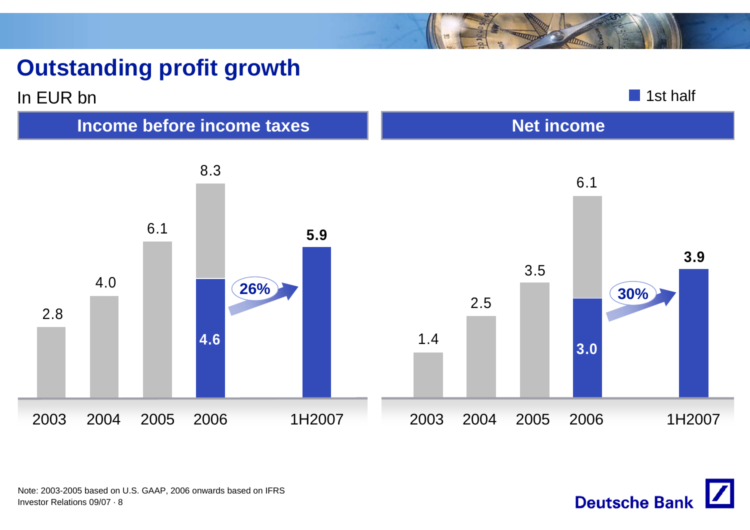# Outstanding profit growth

In EUR bn

■ 1st half

## Income before income taxes

| | 2003 | 2004 | 2005 | 2006 | 1H2007 |
|---|---|---|---|---|---|
| Full year | 2.8 | 4.0 | 6.1 | 8.3 | |
| 1st half | | | | 4.6 | 5.9 |

1H2006 to 1H2007: 26%

## Net income

| | 2003 | 2004 | 2005 | 2006 | 1H2007 |
|---|---|---|---|---|---|
| Full year | 1.4 | 2.5 | 3.5 | 6.1 | |
| 1st half | | | | 3.0 | 3.9 |

1H2006 to 1H2007: 30%

Note: 2003-2005 based on U.S. GAAP, 2006 onwards based on IFRS

Investor Relations 09/07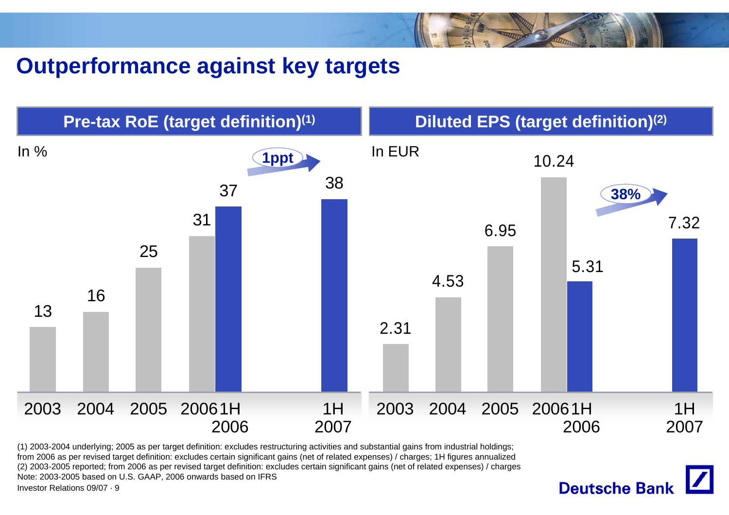# Outperformance against key targets

## Pre-tax RoE (target definition)[1]

In %

| 2003 | 2004 | 2005 | 2006 | 1H 2006 | 1H 2007 |
|---|---|---|---|---|---|
| 13 | 16 | 25 | 31 | 37 | 38 |

1ppt

## Diluted EPS (target definition)[2]

In EUR

| 2003 | 2004 | 2005 | 2006 | 1H 2006 | 1H 2007 |
|---|---|---|---|---|---|
| 2.31 | 4.53 | 6.95 | 10.24 | 5.31 | 7.32 |

38%

(1) 2003-2004 underlying; 2005 as per target definition: excludes restructuring activities and substantial gains from industrial holdings; from 2006 as per revised target definition: excludes certain significant gains (net of related expenses) / charges; 1H figures annualized
(2) 2003-2005 reported; from 2006 as per revised target definition: excludes certain significant gains (net of related expenses) / charges
Note: 2003-2005 based on U.S. GAAP, 2006 onwards based on IFRS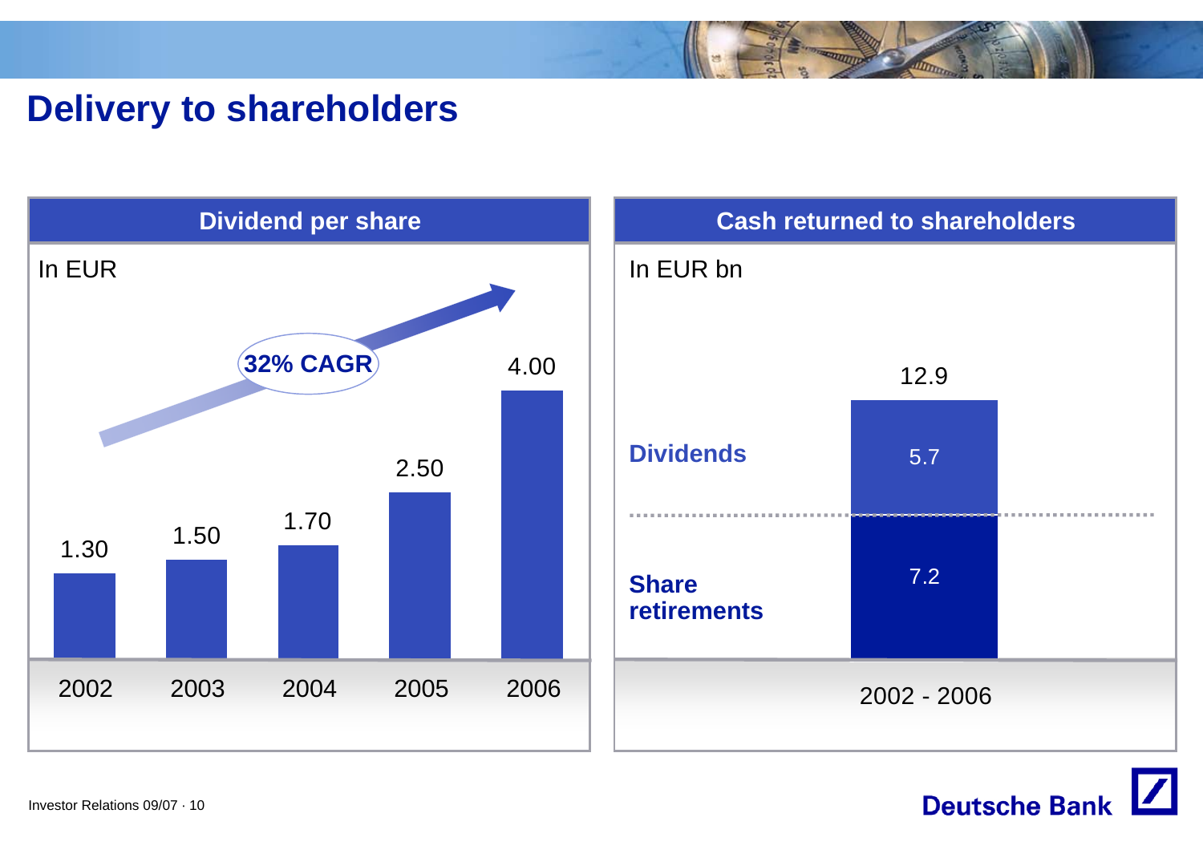# Delivery to shareholders

## Dividend per share

In EUR

32% CAGR

| 2002 | 2003 | 2004 | 2005 | 2006 |
|---|---|---|---|---|
| 1.30 | 1.50 | 1.70 | 2.50 | 4.00 |

## Cash returned to shareholders

In EUR bn

| | 2002 - 2006 |
|---|---|
| Dividends | 5.7 |
| Share retirements | 7.2 |
| Total | 12.9 |

Investor Relations 09/07 · 10

Deutsche Bank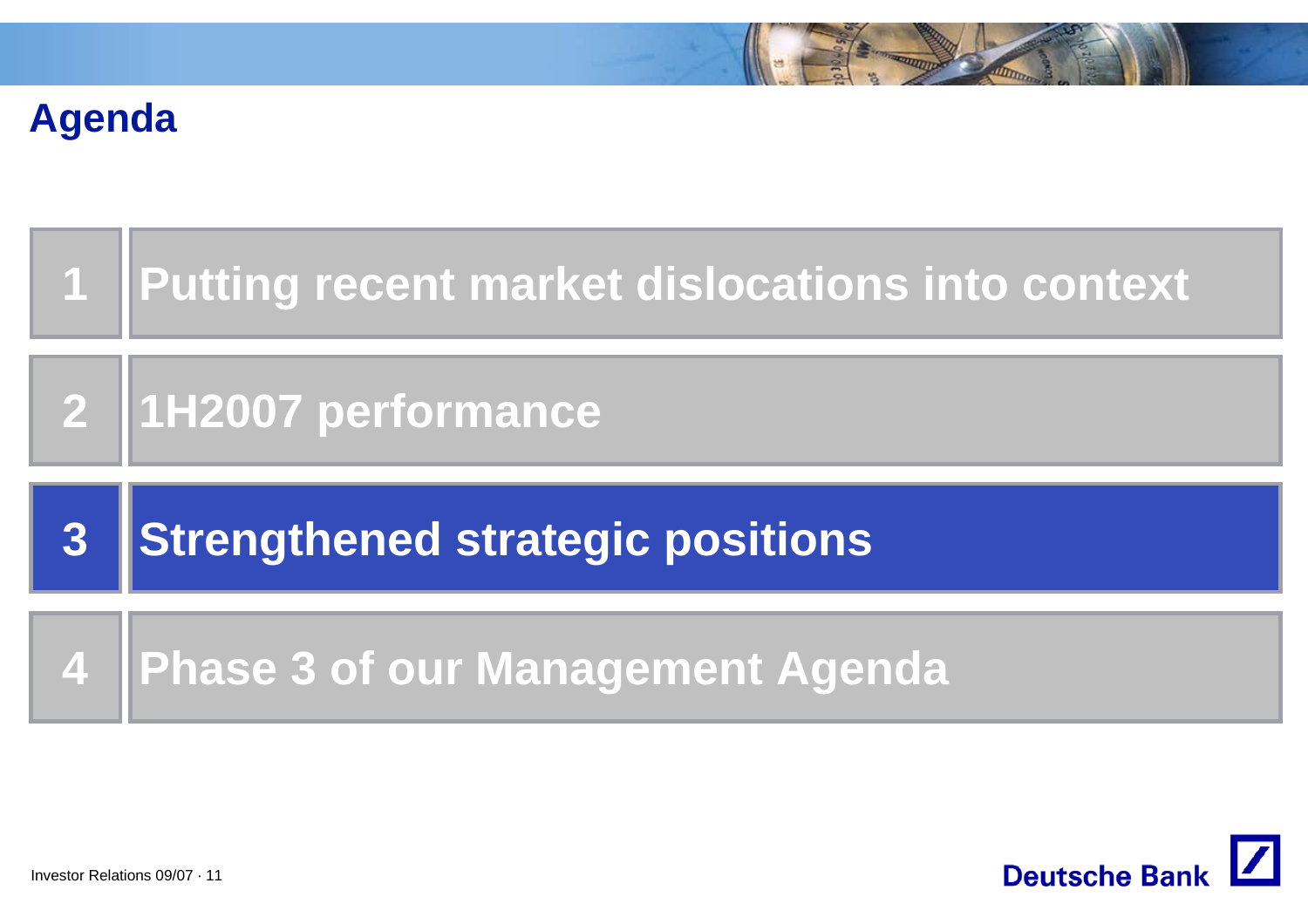# Agenda

1. Putting recent market dislocations into context
2. 1H2007 performance
3. **Strengthened strategic positions**
4. Phase 3 of our Management Agenda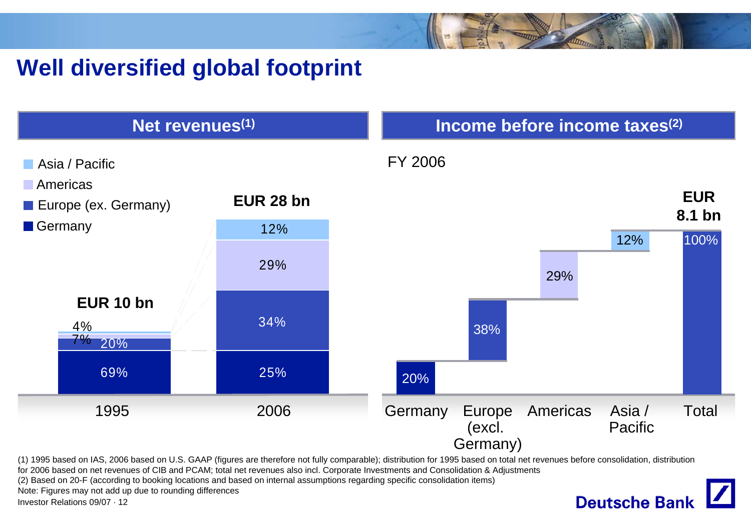# Well diversified global footprint

## Net revenues(1)

| | 1995 | 2006 |
|---|---|---|
| Total | EUR 10 bn | EUR 28 bn |
| Asia / Pacific | 4% | 12% |
| Americas | 7% | 29% |
| Europe (ex. Germany) | 20% | 34% |
| Germany | 69% | 25% |

## Income before income taxes(2)

FY 2006

| Germany | Europe (excl. Germany) | Americas | Asia / Pacific | Total |
|---|---|---|---|---|
| 20% | 38% | 29% | 12% | 100% (EUR 8.1 bn) |

(1) 1995 based on IAS, 2006 based on U.S. GAAP (figures are therefore not fully comparable); distribution for 1995 based on total net revenues before consolidation, distribution for 2006 based on net revenues of CIB and PCAM; total net revenues also incl. Corporate Investments and Consolidation & Adjustments

(2) Based on 20-F (according to booking locations and based on internal assumptions regarding specific consolidation items)

Note: Figures may not add up due to rounding differences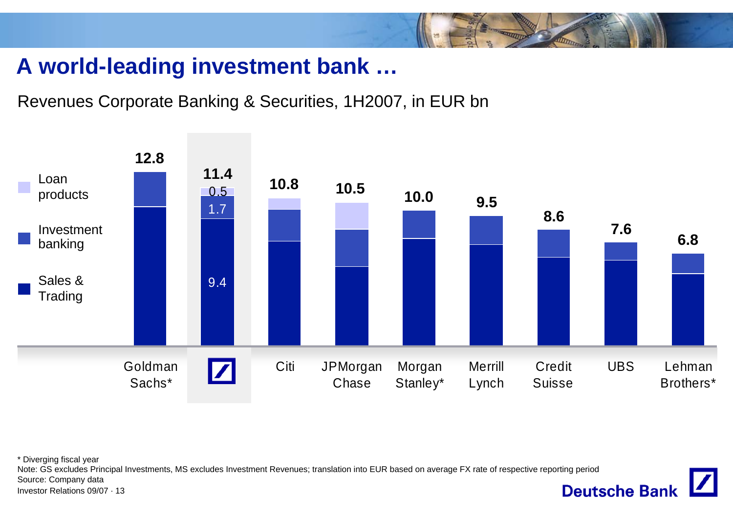# A world-leading investment bank …

Revenues Corporate Banking & Securities, 1H2007, in EUR bn

| | Total | Loan products | Investment banking | Sales & Trading |
|---|---|---|---|---|
| Goldman Sachs* | 12.8 | | | |
| Deutsche Bank | 11.4 | 0.5 | 1.7 | 9.4 |
| Citi | 10.8 | | | |
| JPMorgan Chase | 10.5 | | | |
| Morgan Stanley* | 10.0 | | | |
| Merrill Lynch | 9.5 | | | |
| Credit Suisse | 8.6 | | | |
| UBS | 7.6 | | | |
| Lehman Brothers* | 6.8 | | | |

\* Diverging fiscal year

Note: GS excludes Principal Investments, MS excludes Investment Revenues; translation into EUR based on average FX rate of respective reporting period

Source: Company data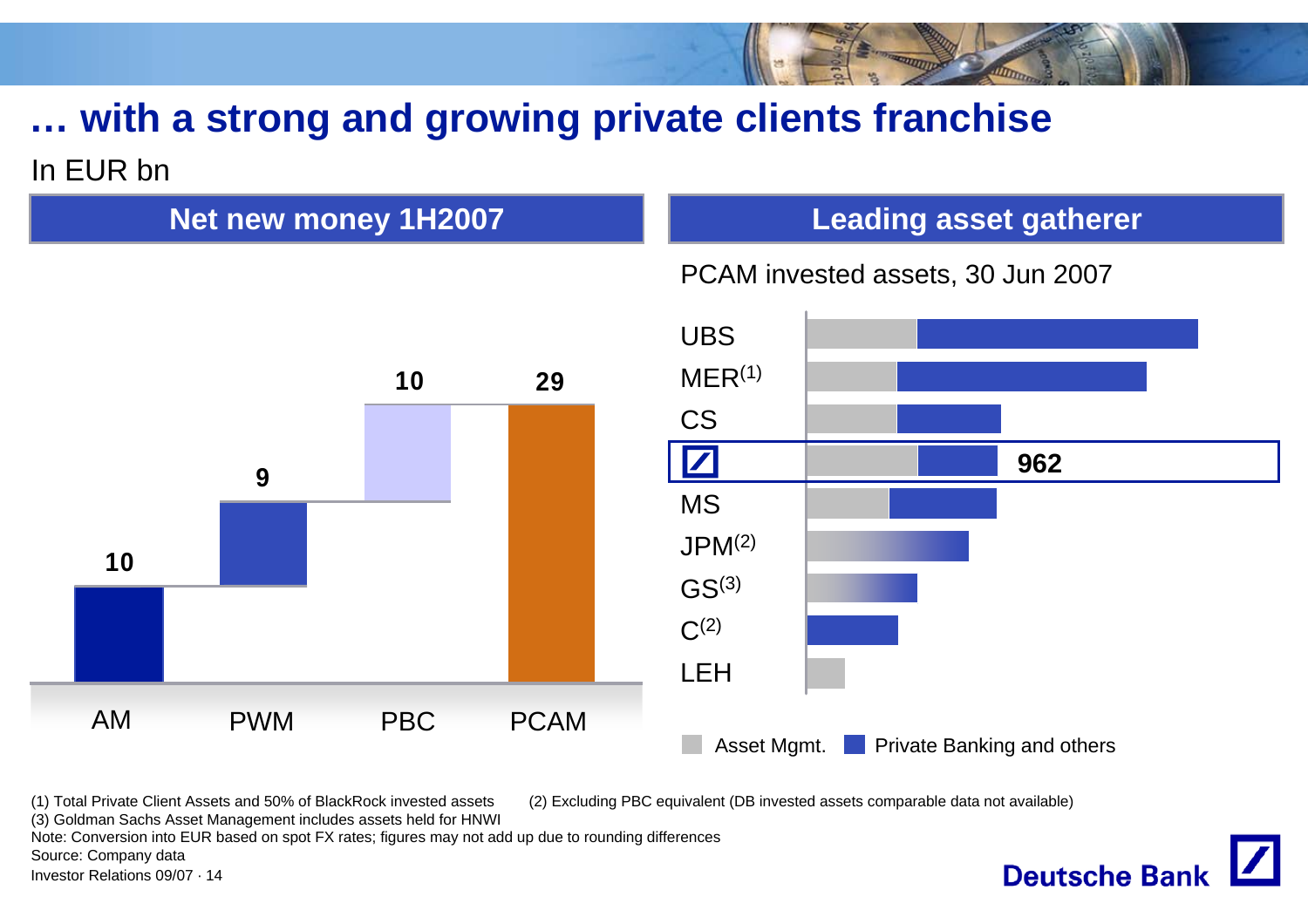# … with a strong and growing private clients franchise

In EUR bn

## Net new money 1H2007

| AM | PWM | PBC | PCAM |
|---|---|---|---|
| 10 | 9 | 10 | 29 |

## Leading asset gatherer

PCAM invested assets, 30 Jun 2007

UBS

MER[1]

CS

Deutsche Bank: 962

MS

JPM[2]

GS[3]

C[2]

LEH

Asset Mgmt. | Private Banking and others

(1) Total Private Client Assets and 50% of BlackRock invested assets
(2) Excluding PBC equivalent (DB invested assets comparable data not available)
(3) Goldman Sachs Asset Management includes assets held for HNWI

Note: Conversion into EUR based on spot FX rates; figures may not add up due to rounding differences

Source: Company data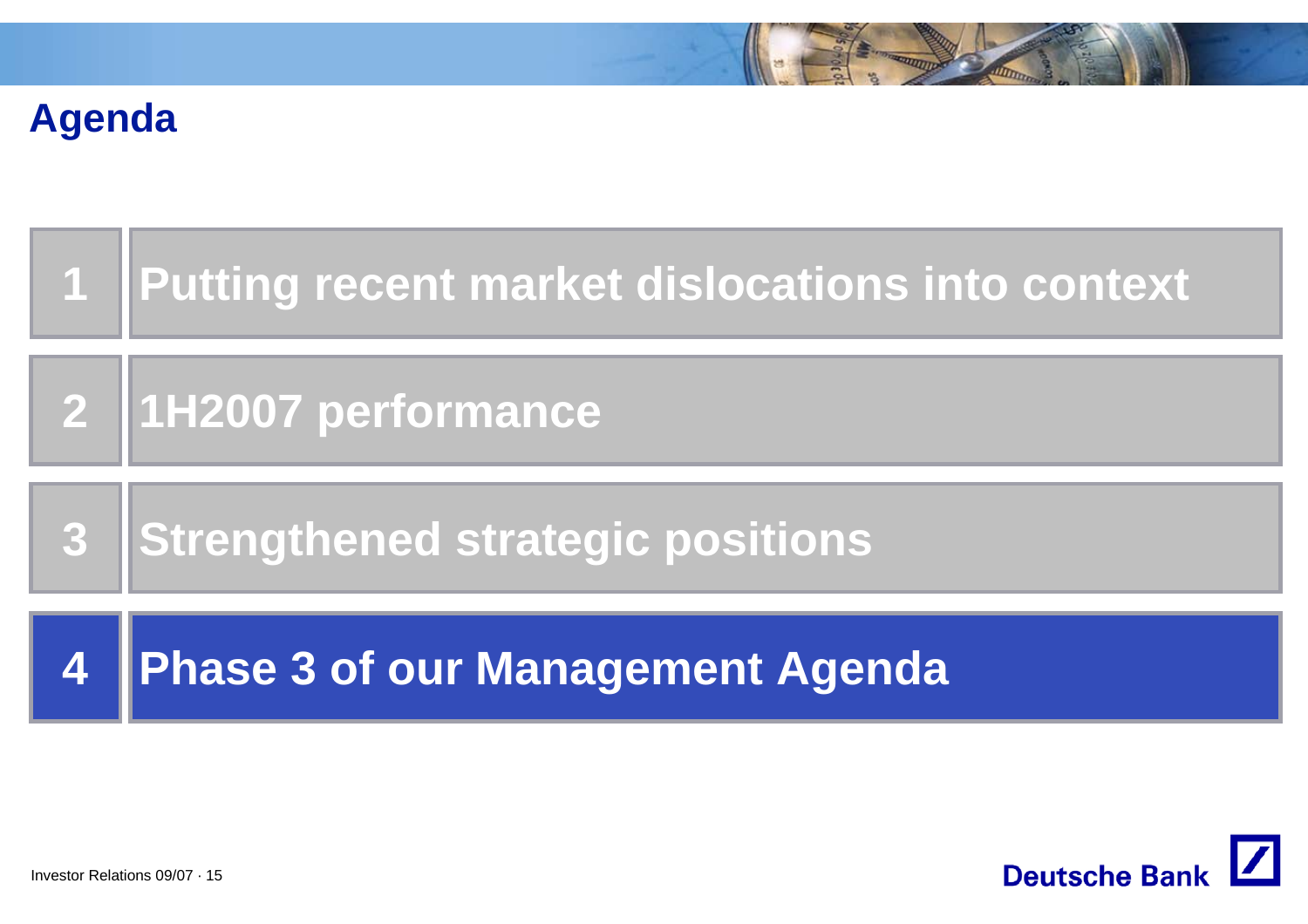# Agenda

1. Putting recent market dislocations into context
2. 1H2007 performance
3. Strengthened strategic positions
4. **Phase 3 of our Management Agenda**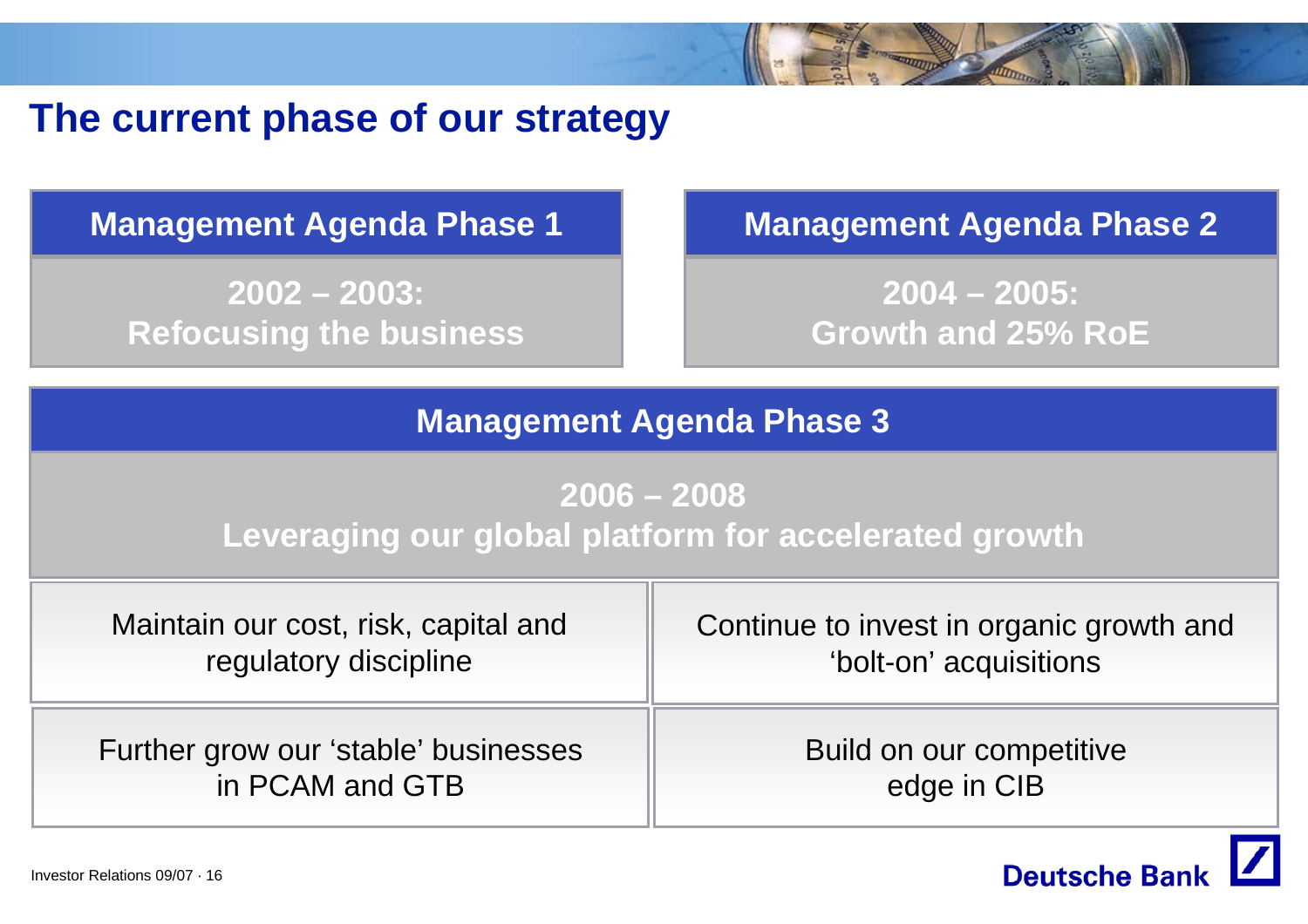# The current phase of our strategy

| Management Agenda Phase 1 | Management Agenda Phase 2 |
|---|---|
| **2002 – 2003: Refocusing the business** | **2004 – 2005: Growth and 25% RoE** |

## Management Agenda Phase 3

**2006 – 2008**
**Leveraging our global platform for accelerated growth**

| | |
|---|---|
| Maintain our cost, risk, capital and regulatory discipline | Continue to invest in organic growth and 'bolt-on' acquisitions |
| Further grow our 'stable' businesses in PCAM and GTB | Build on our competitive edge in CIB |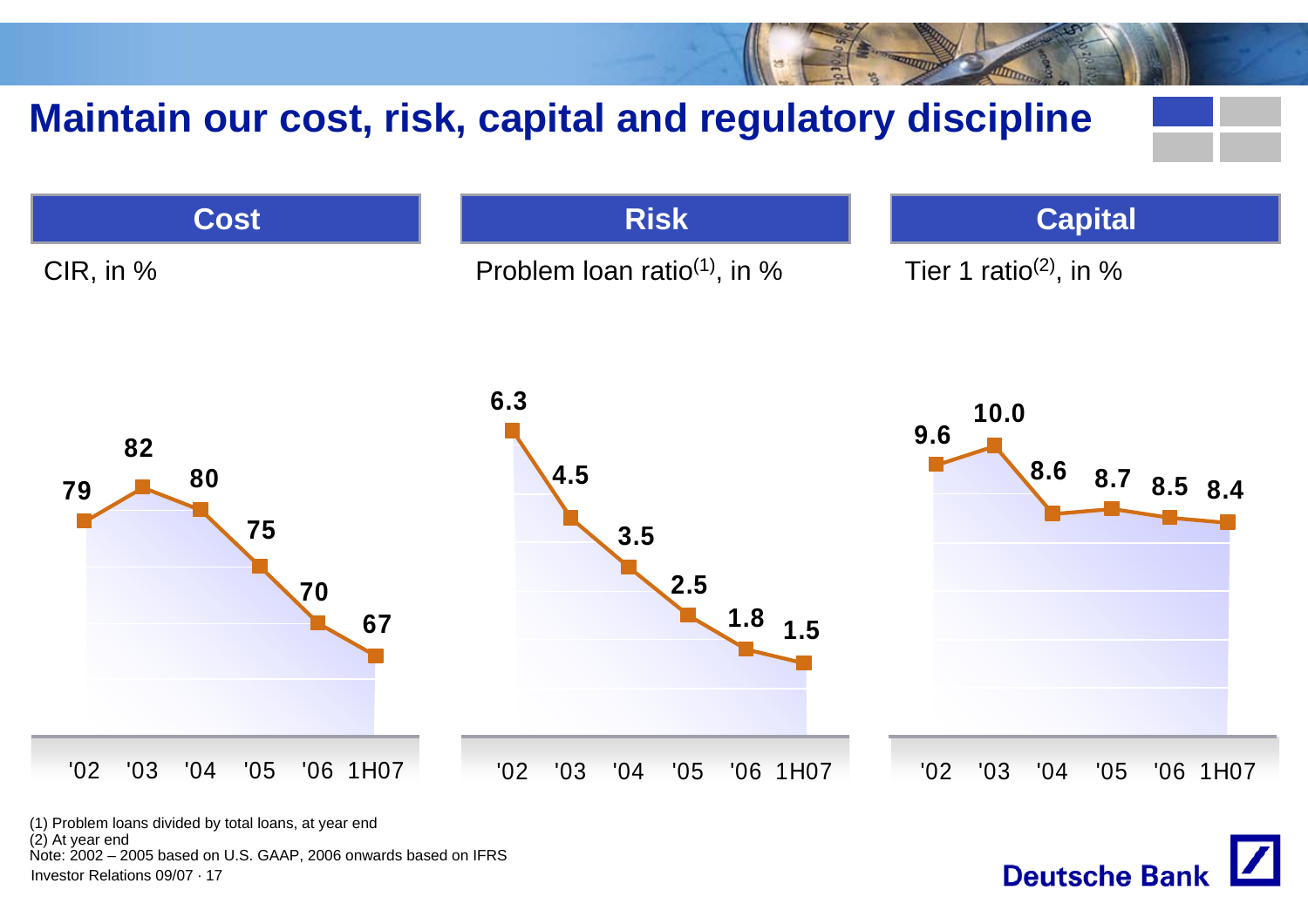# Maintain our cost, risk, capital and regulatory discipline

## Cost

CIR, in %

| '02 | '03 | '04 | '05 | '06 | 1H07 |
|---|---|---|---|---|---|
| 79 | 82 | 80 | 75 | 70 | 67 |

## Risk

Problem loan ratio[1], in %

| '02 | '03 | '04 | '05 | '06 | 1H07 |
|---|---|---|---|---|---|
| 6.3 | 4.5 | 3.5 | 2.5 | 1.8 | 1.5 |

## Capital

Tier 1 ratio[2], in %

| '02 | '03 | '04 | '05 | '06 | 1H07 |
|---|---|---|---|---|---|
| 9.6 | 10.0 | 8.6 | 8.7 | 8.5 | 8.4 |

(1) Problem loans divided by total loans, at year end
(2) At year end
Note: 2002 – 2005 based on U.S. GAAP, 2006 onwards based on IFRS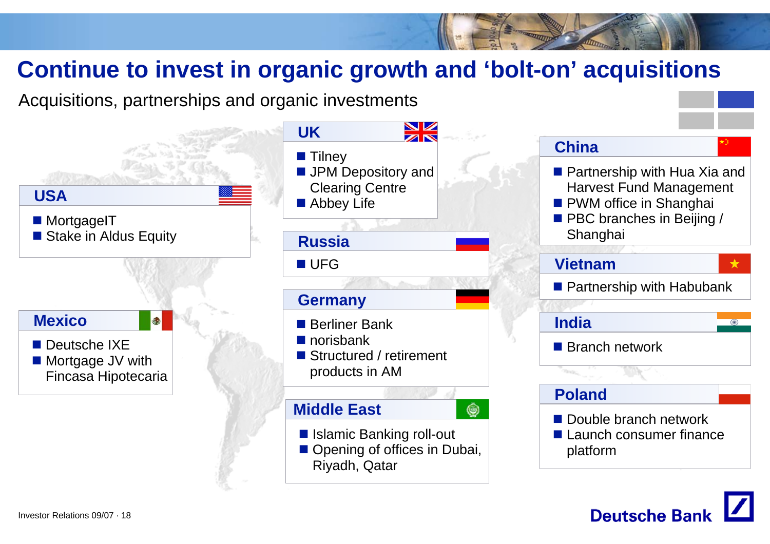# Continue to invest in organic growth and 'bolt-on' acquisitions

Acquisitions, partnerships and organic investments

## USA

- MortgageIT
- Stake in Aldus Equity

## Mexico

- Deutsche IXE
- Mortgage JV with Fincasa Hipotecaria

## UK

- Tilney
- JPM Depository and Clearing Centre
- Abbey Life

## Russia

- UFG

## Germany

- Berliner Bank
- norisbank
- Structured / retirement products in AM

## Middle East

- Islamic Banking roll-out
- Opening of offices in Dubai, Riyadh, Qatar

## China

- Partnership with Hua Xia and Harvest Fund Management
- PWM office in Shanghai
- PBC branches in Beijing / Shanghai

## Vietnam

- Partnership with Habubank

## India

- Branch network

## Poland

- Double branch network
- Launch consumer finance platform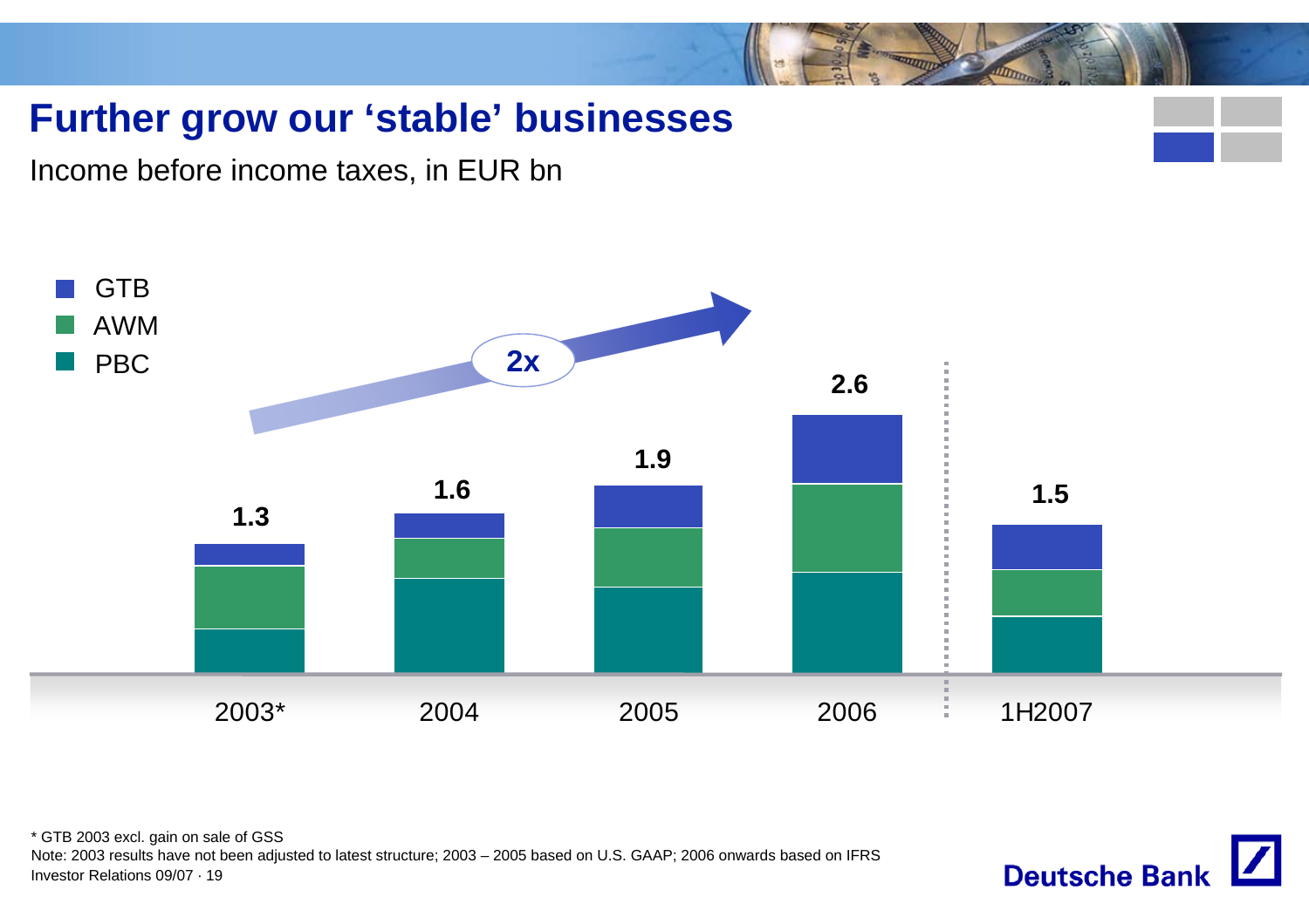# Further grow our 'stable' businesses

Income before income taxes, in EUR bn

- GTB
- AWM
- PBC

| | 2003* | 2004 | 2005 | 2006 | 1H2007 |
|---|---|---|---|---|---|
| Total | 1.3 | 1.6 | 1.9 | 2.6 | 1.5 |

2x

\* GTB 2003 excl. gain on sale of GSS

Note: 2003 results have not been adjusted to latest structure; 2003 – 2005 based on U.S. GAAP; 2006 onwards based on IFRS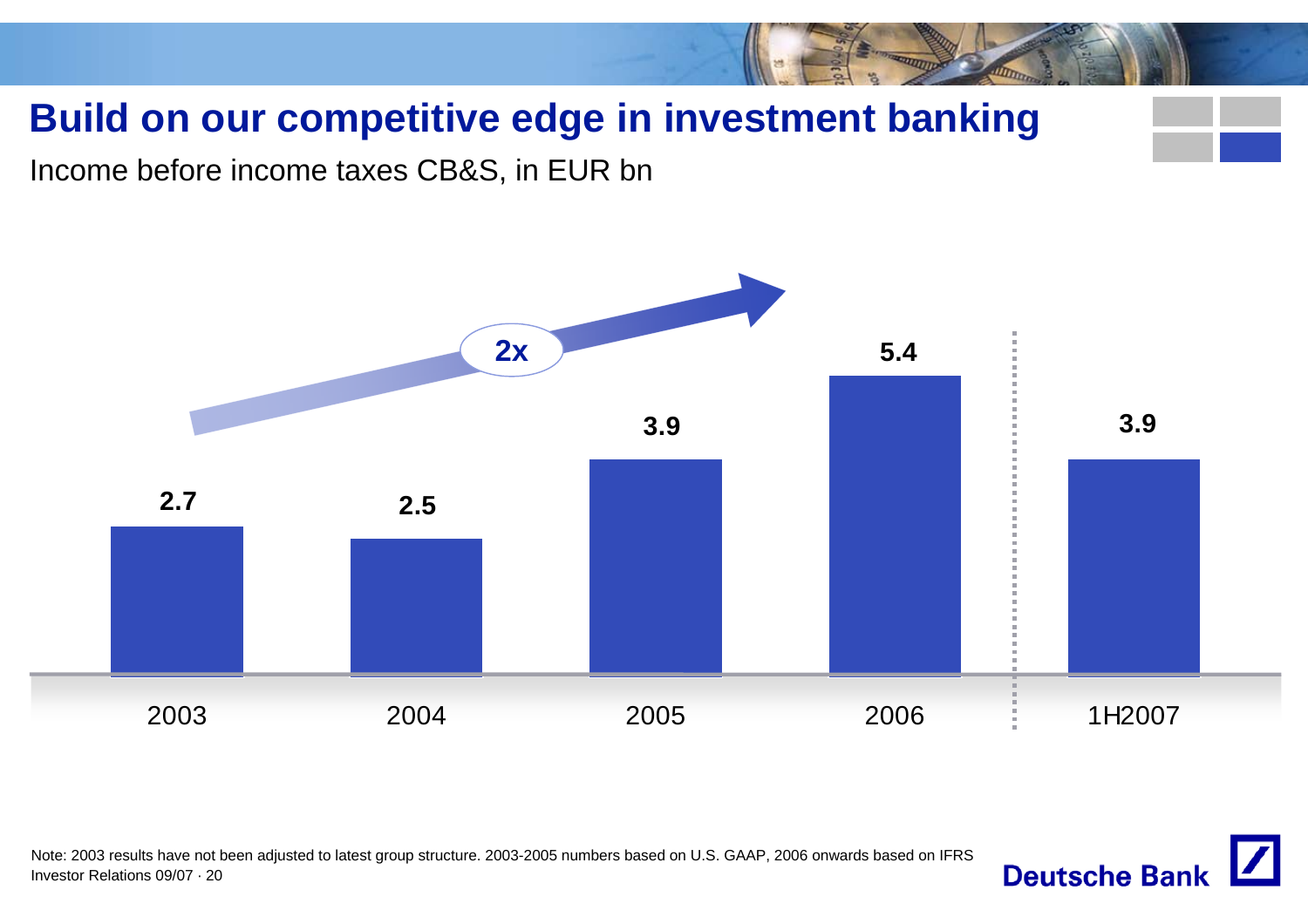# Build on our competitive edge in investment banking

Income before income taxes CB&S, in EUR bn

| 2003 | 2004 | 2005 | 2006 | 1H2007 |
|---|---|---|---|---|
| 2.7 | 2.5 | 3.9 | 5.4 | 3.9 |

2x

Note: 2003 results have not been adjusted to latest group structure. 2003-2005 numbers based on U.S. GAAP, 2006 onwards based on IFRS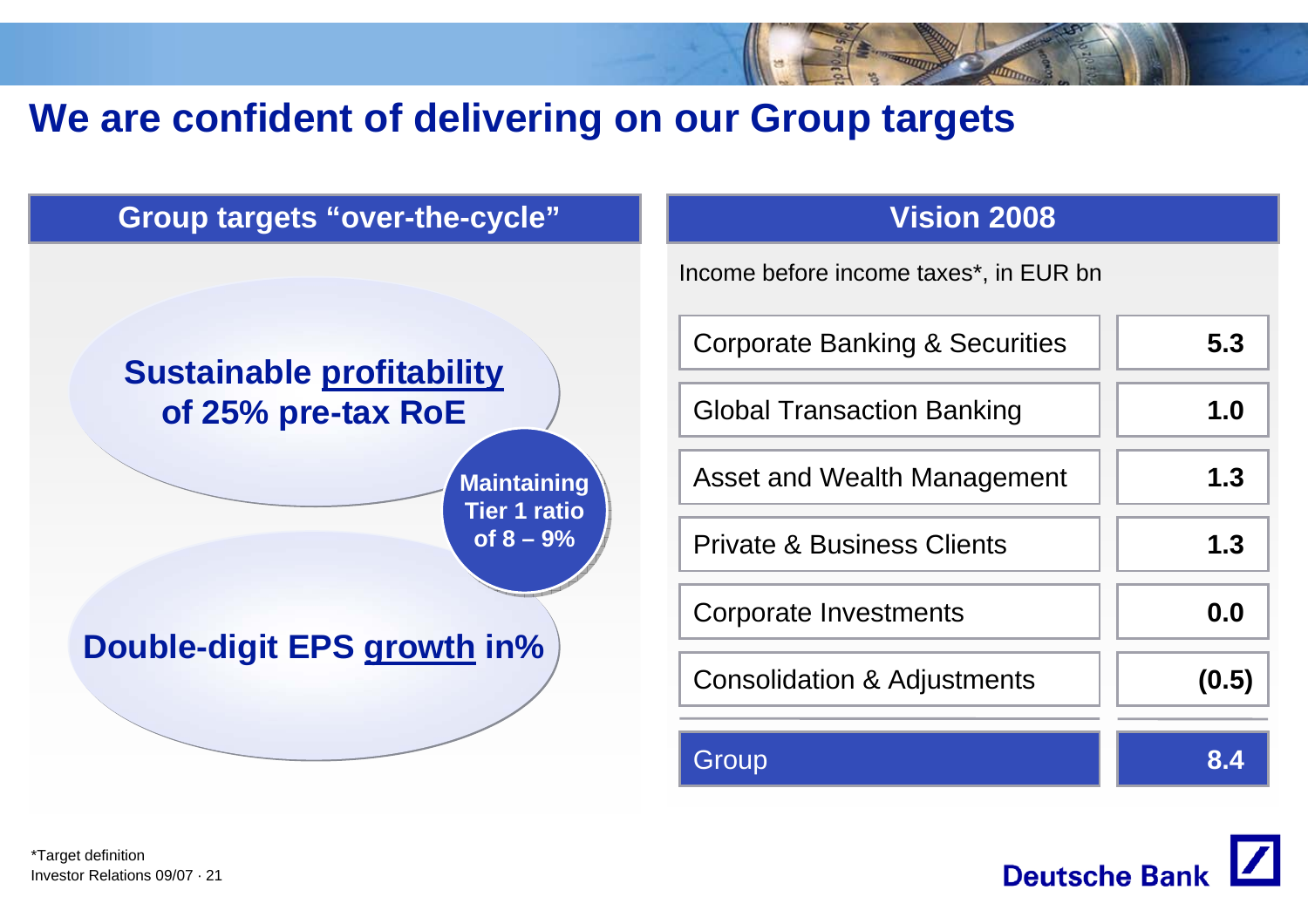# We are confident of delivering on our Group targets

## Group targets “over-the-cycle”

**Sustainable profitability of 25% pre-tax RoE**

**Maintaining Tier 1 ratio of 8 – 9%**

**Double-digit EPS growth in%**

## Vision 2008

Income before income taxes*, in EUR bn

| Segment | EUR bn |
|---|---|
| Corporate Banking & Securities | **5.3** |
| Global Transaction Banking | **1.0** |
| Asset and Wealth Management | **1.3** |
| Private & Business Clients | **1.3** |
| Corporate Investments | **0.0** |
| Consolidation & Adjustments | **(0.5)** |
| Group | **8.4** |

*Target definition

Investor Relations 09/07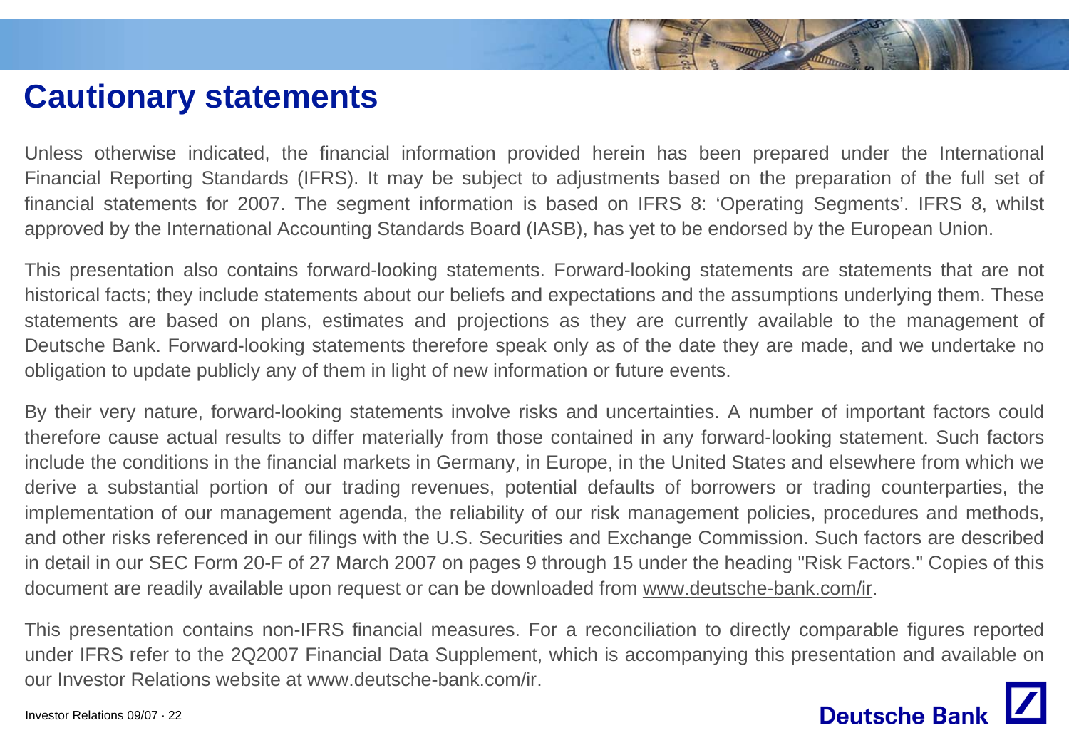# Cautionary statements

Unless otherwise indicated, the financial information provided herein has been prepared under the International Financial Reporting Standards (IFRS). It may be subject to adjustments based on the preparation of the full set of financial statements for 2007. The segment information is based on IFRS 8: 'Operating Segments'. IFRS 8, whilst approved by the International Accounting Standards Board (IASB), has yet to be endorsed by the European Union.

This presentation also contains forward-looking statements. Forward-looking statements are statements that are not historical facts; they include statements about our beliefs and expectations and the assumptions underlying them. These statements are based on plans, estimates and projections as they are currently available to the management of Deutsche Bank. Forward-looking statements therefore speak only as of the date they are made, and we undertake no obligation to update publicly any of them in light of new information or future events.

By their very nature, forward-looking statements involve risks and uncertainties. A number of important factors could therefore cause actual results to differ materially from those contained in any forward-looking statement. Such factors include the conditions in the financial markets in Germany, in Europe, in the United States and elsewhere from which we derive a substantial portion of our trading revenues, potential defaults of borrowers or trading counterparties, the implementation of our management agenda, the reliability of our risk management policies, procedures and methods, and other risks referenced in our filings with the U.S. Securities and Exchange Commission. Such factors are described in detail in our SEC Form 20-F of 27 March 2007 on pages 9 through 15 under the heading "Risk Factors." Copies of this document are readily available upon request or can be downloaded from www.deutsche-bank.com/ir.

This presentation contains non-IFRS financial measures. For a reconciliation to directly comparable figures reported under IFRS refer to the 2Q2007 Financial Data Supplement, which is accompanying this presentation and available on our Investor Relations website at www.deutsche-bank.com/ir.